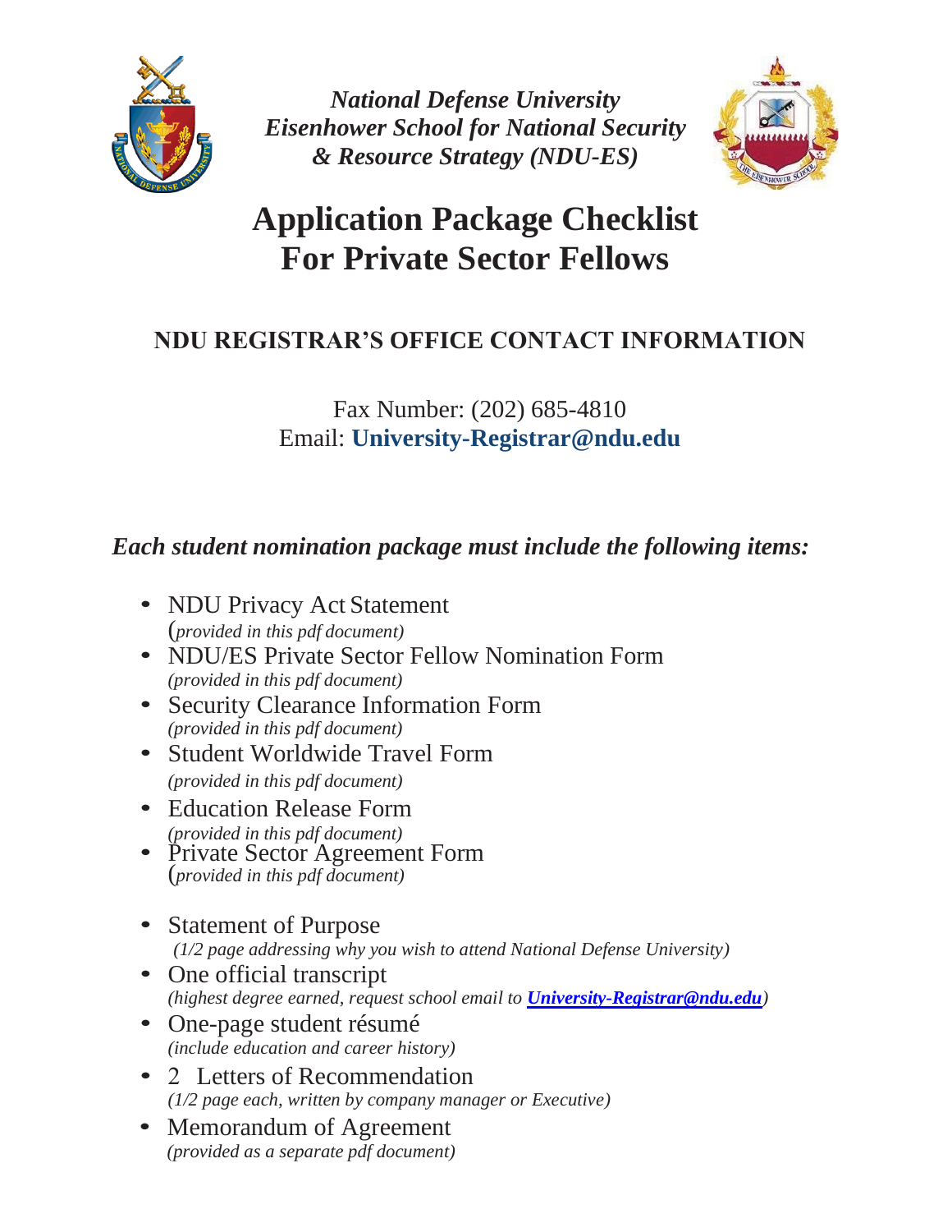***National Defense University***
***Eisenhower School for National Security***
***& Resource Strategy (NDU-ES)***

# Application Package Checklist For Private Sector Fellows

## NDU REGISTRAR'S OFFICE CONTACT INFORMATION

Fax Number: (202) 685-4810
Email: **University-Registrar@ndu.edu**

***Each student nomination package must include the following items:***

- NDU Privacy Act Statement
  (*provided in this pdf document)*
- NDU/ES Private Sector Fellow Nomination Form
  *(provided in this pdf document)*
- Security Clearance Information Form
  *(provided in this pdf document)*
- Student Worldwide Travel Form
  *(provided in this pdf document)*
- Education Release Form
  *(provided in this pdf document)*
- Private Sector Agreement Form
  (*provided in this pdf document)*
- Statement of Purpose
  *(1/2 page addressing why you wish to attend National Defense University)*
- One official transcript
  *(highest degree earned, request school email to **University-Registrar@ndu.edu**)*
- One-page student résumé
  *(include education and career history)*
- 2 Letters of Recommendation
  *(1/2 page each, written by company manager or Executive)*
- Memorandum of Agreement
  *(provided as a separate pdf document)*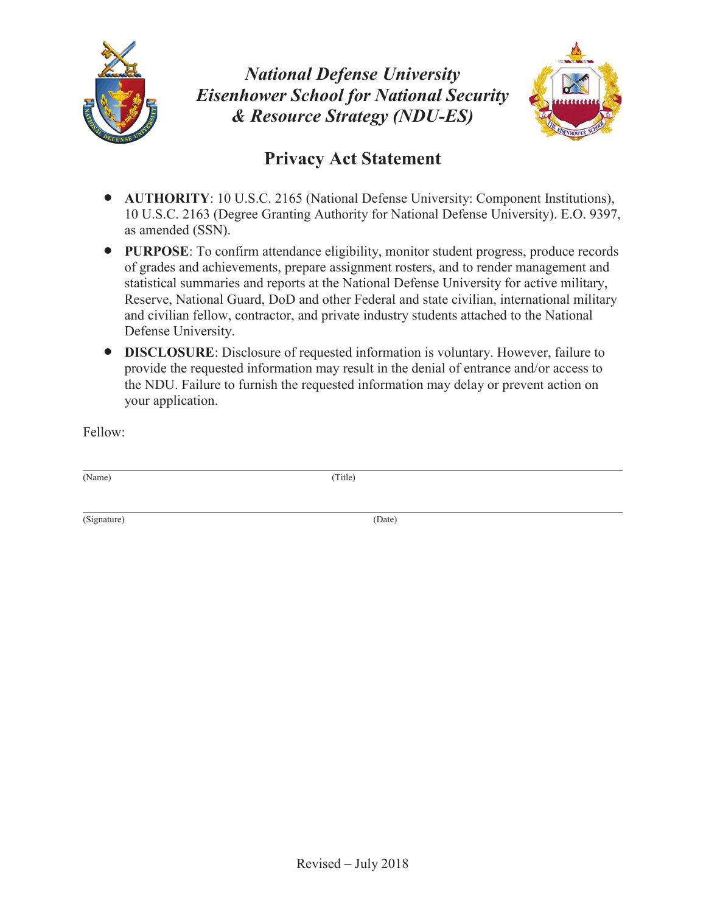***National Defense University***
***Eisenhower School for National Security***
***& Resource Strategy (NDU-ES)***

# Privacy Act Statement

- **AUTHORITY**: 10 U.S.C. 2165 (National Defense University: Component Institutions), 10 U.S.C. 2163 (Degree Granting Authority for National Defense University). E.O. 9397, as amended (SSN).
- **PURPOSE**: To confirm attendance eligibility, monitor student progress, produce records of grades and achievements, prepare assignment rosters, and to render management and statistical summaries and reports at the National Defense University for active military, Reserve, National Guard, DoD and other Federal and state civilian, international military and civilian fellow, contractor, and private industry students attached to the National Defense University.
- **DISCLOSURE**: Disclosure of requested information is voluntary. However, failure to provide the requested information may result in the denial of entrance and/or access to the NDU. Failure to furnish the requested information may delay or prevent action on your application.

Fellow:

\_\_\_\_\_\_\_\_\_\_\_\_\_\_\_\_\_\_\_\_\_\_\_\_\_\_\_\_\_\_\_\_\_\_\_\_\_\_\_\_\_\_\_\_\_\_\_\_\_\_\_\_
(Name) (Title)

\_\_\_\_\_\_\_\_\_\_\_\_\_\_\_\_\_\_\_\_\_\_\_\_\_\_\_\_\_\_\_\_\_\_\_\_\_\_\_\_\_\_\_\_\_\_\_\_\_\_\_\_
(Signature) (Date)

Revised – July 2018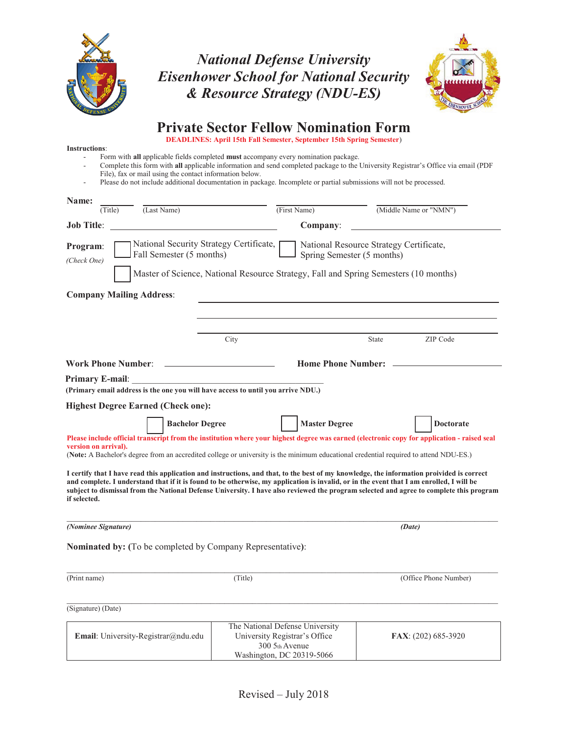# National Defense University
# Eisenhower School for National Security & Resource Strategy (NDU-ES)

## Private Sector Fellow Nomination Form

DEADLINES: April 15th Fall Semester, September 15th Spring Semester)

**Instructions**:

- Form with **all** applicable fields completed **must** accompany every nomination package.
- Complete this form with **all** applicable information and send completed package to the University Registrar's Office via email (PDF File), fax or mail using the contact information below.
- Please do not include additional documentation in package. Incomplete or partial submissions will not be processed.

**Name:** ________ (Title) ________________ (Last Name) ________________ (First Name) ________________ (Middle Name or "NMN")

**Job Title**: ______________________________ **Company**: ______________________________

**Program**: *(Check One)*

☐ National Security Strategy Certificate, Fall Semester (5 months)

☐ National Resource Strategy Certificate, Spring Semester (5 months)

☐ Master of Science, National Resource Strategy, Fall and Spring Semesters (10 months)

**Company Mailing Address**: ______________________________________________

______________________________________________

______________________________________________

City State ZIP Code

**Work Phone Number**: ____________________ **Home Phone Number:** ____________________

**Primary E-mail**: ______________________________________

**(Primary email address is the one you will have access to until you arrive NDU.)**

**Highest Degree Earned (Check one):**

☐ **Bachelor Degree** ☐ **Master Degree** ☐ **Doctorate**

**Please include official transcript from the institution where your highest degree was earned (electronic copy for application - raised seal version on arrival).**

(**Note:** A Bachelor's degree from an accredited college or university is the minimum educational credential required to attend NDU-ES.)

**I certify that I have read this application and instructions, and that, to the best of my knowledge, the information proivided is correct and complete. I understand that if it is found to be otherwise, my application is invalid, or in the event that I am enrolled, I will be subject to dismissal from the National Defense University. I have also reviewed the program selected and agree to complete this program if selected.**

______________________________________________________________________

***(Nominee Signature)*** ***(Date)***

**Nominated by:** (To be completed by Company Representative):

______________________________________________________________________

(Print name) (Title) (Office Phone Number)

______________________________________________________________________

(Signature) (Date)

| **Email**: University-Registrar@ndu.edu | The National Defense University<br>University Registrar's Office<br>300 5th Avenue<br>Washington, DC 20319-5066 | **FAX**: (202) 685-3920 |
|---|---|---|

Revised – July 2018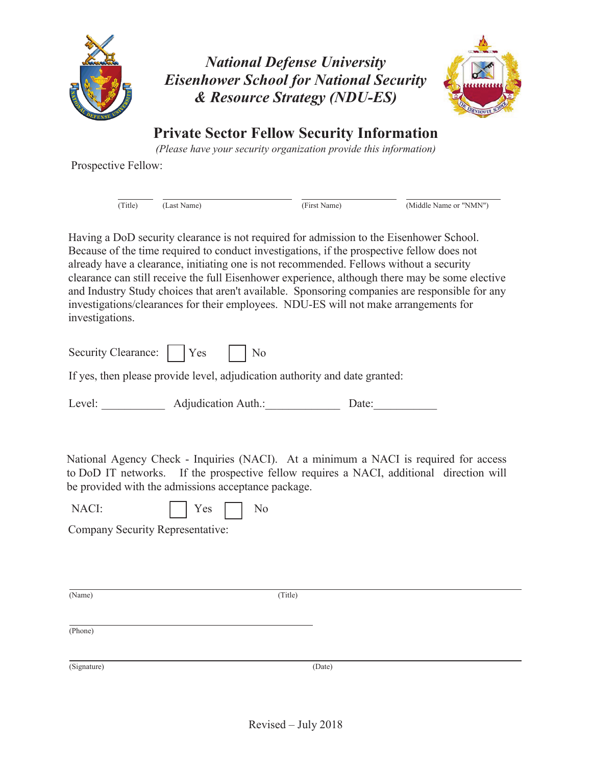# *National Defense University*
# *Eisenhower School for National Security & Resource Strategy (NDU-ES)*

## Private Sector Fellow Security Information

*(Please have your security organization provide this information)*

Prospective Fellow:

| (Title) | (Last Name) | (First Name) | (Middle Name or "NMN") |
|---|---|---|---|
| | | | |

Having a DoD security clearance is not required for admission to the Eisenhower School. Because of the time required to conduct investigations, if the prospective fellow does not already have a clearance, initiating one is not recommended. Fellows without a security clearance can still receive the full Eisenhower experience, although there may be some elective and Industry Study choices that aren't available. Sponsoring companies are responsible for any investigations/clearances for their employees. NDU-ES will not make arrangements for investigations.

Security Clearance: ☐ Yes ☐ No

If yes, then please provide level, adjudication authority and date granted:

Level: ___________ Adjudication Auth.:_____________ Date:___________

National Agency Check - Inquiries (NACI). At a minimum a NACI is required for access to DoD IT networks. If the prospective fellow requires a NACI, additional direction will be provided with the admissions acceptance package.

NACI: ☐ Yes ☐ No

Company Security Representative:

_______________________________________________
(Name) (Title)

_______________________________________________
(Phone)

_______________________________________________
(Signature) (Date)

Revised – July 2018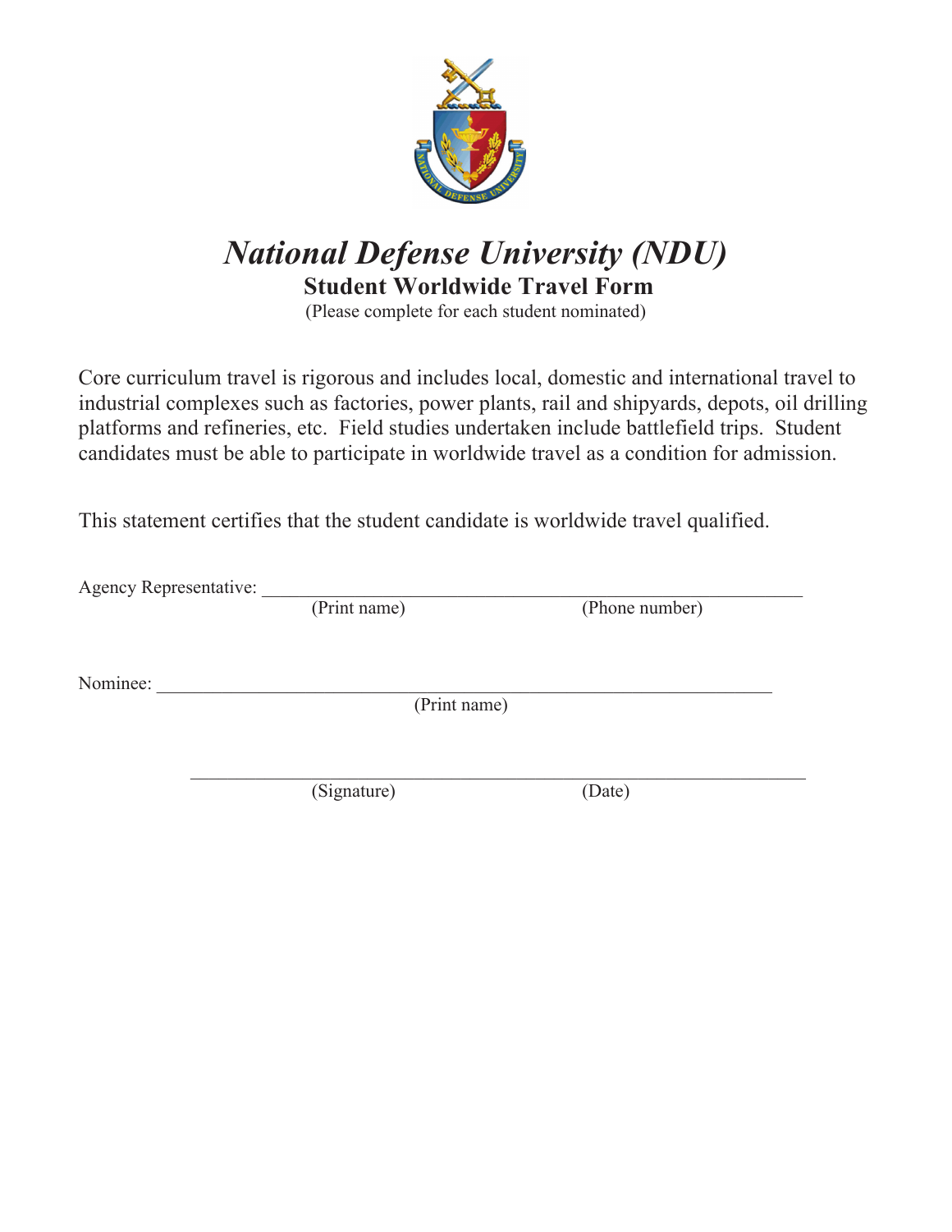# *National Defense University (NDU)*

## Student Worldwide Travel Form

(Please complete for each student nominated)

Core curriculum travel is rigorous and includes local, domestic and international travel to industrial complexes such as factories, power plants, rail and shipyards, depots, oil drilling platforms and refineries, etc. Field studies undertaken include battlefield trips. Student candidates must be able to participate in worldwide travel as a condition for admission.

This statement certifies that the student candidate is worldwide travel qualified.

Agency Representative: ____________________________________________________________
(Print name) (Phone number)

Nominee: ____________________________________________________________________
(Print name)

____________________________________________________________________
(Signature) (Date)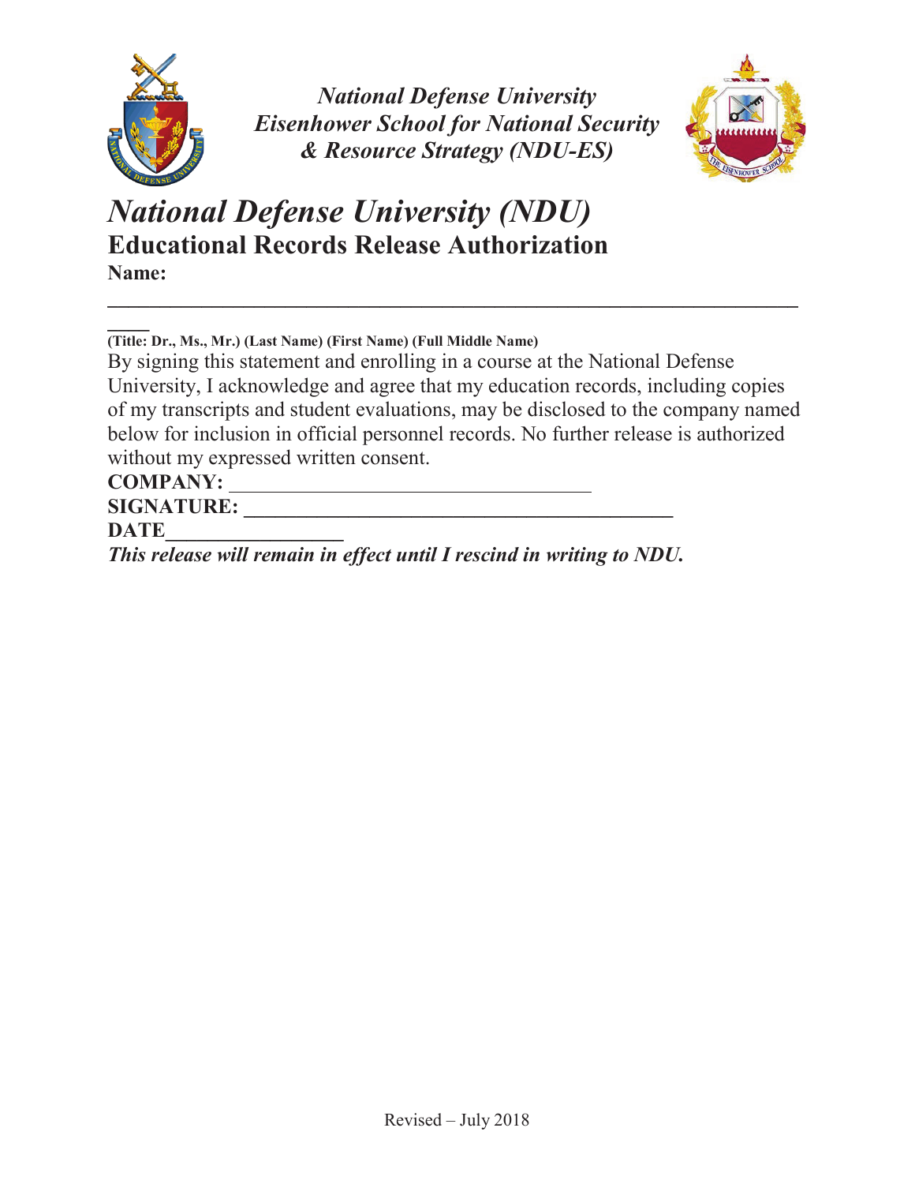*National Defense University*
*Eisenhower School for National Security*
*& Resource Strategy (NDU-ES)*

# *National Defense University (NDU)*

## Educational Records Release Authorization

**Name:** ________________________________________________________________

**(Title: Dr., Ms., Mr.) (Last Name) (First Name) (Full Middle Name)**

By signing this statement and enrolling in a course at the National Defense University, I acknowledge and agree that my education records, including copies of my transcripts and student evaluations, may be disclosed to the company named below for inclusion in official personnel records. No further release is authorized without my expressed written consent.

**COMPANY:** __________________________________

**SIGNATURE:** ________________________________________

**DATE**________________

***This release will remain in effect until I rescind in writing to NDU.***

Revised – July 2018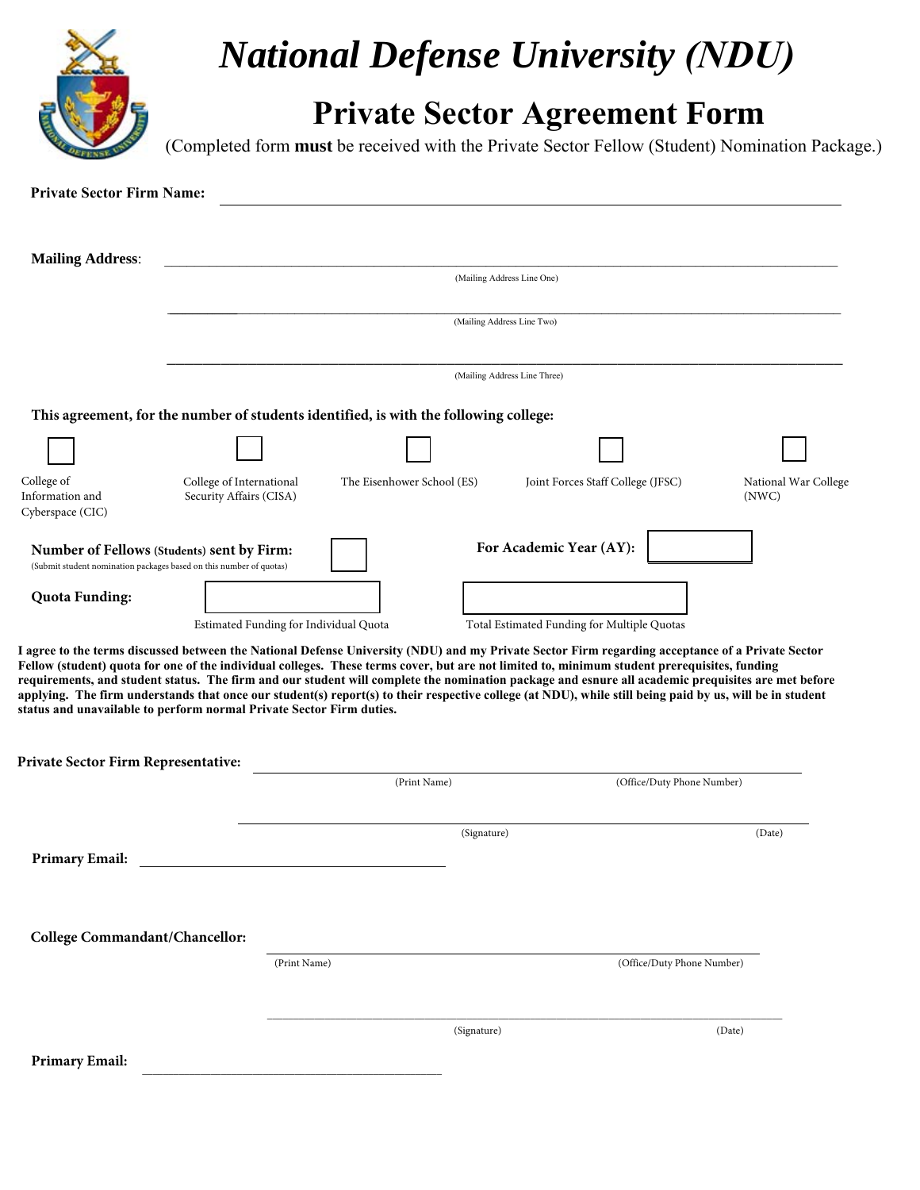# *National Defense University (NDU)*

## Private Sector Agreement Form

(Completed form **must** be received with the Private Sector Fellow (Student) Nomination Package.)

**Private Sector Firm Name:** ______________________________________________

**Mailing Address**: ______________________________________________

(Mailing Address Line One)

______________________________________________

(Mailing Address Line Two)

______________________________________________

(Mailing Address Line Three)

**This agreement, for the number of students identified, is with the following college:**

☐ College of Information and Cyberspace (CIC)

☐ College of International Security Affairs (CISA)

☐ The Eisenhower School (ES)

☐ Joint Forces Staff College (JFSC)

☐ National War College (NWC)

**Number of Fellows (Students) sent by Firm:** ☐

(Submit student nomination packages based on this number of quotas)

**For Academic Year (AY):** ☐

**Quota Funding:** ☐ Estimated Funding for Individual Quota ☐ Total Estimated Funding for Multiple Quotas

**I agree to the terms discussed between the National Defense University (NDU) and my Private Sector Firm regarding acceptance of a Private Sector Fellow (student) quota for one of the individual colleges. These terms cover, but are not limited to, minimum student prerequisites, funding requirements, and student status. The firm and our student will complete the nomination package and esnure all academic prequisites are met before applying. The firm understands that once our student(s) report(s) to their respective college (at NDU), while still being paid by us, will be in student status and unavailable to perform normal Private Sector Firm duties.**

**Private Sector Firm Representative:** ______________________________________________

(Print Name) (Office/Duty Phone Number)

______________________________________________

(Signature) (Date)

**Primary Email:** ______________________________________________

**College Commandant/Chancellor:** ______________________________________________

(Print Name) (Office/Duty Phone Number)

______________________________________________

(Signature) (Date)

**Primary Email:** ______________________________________________